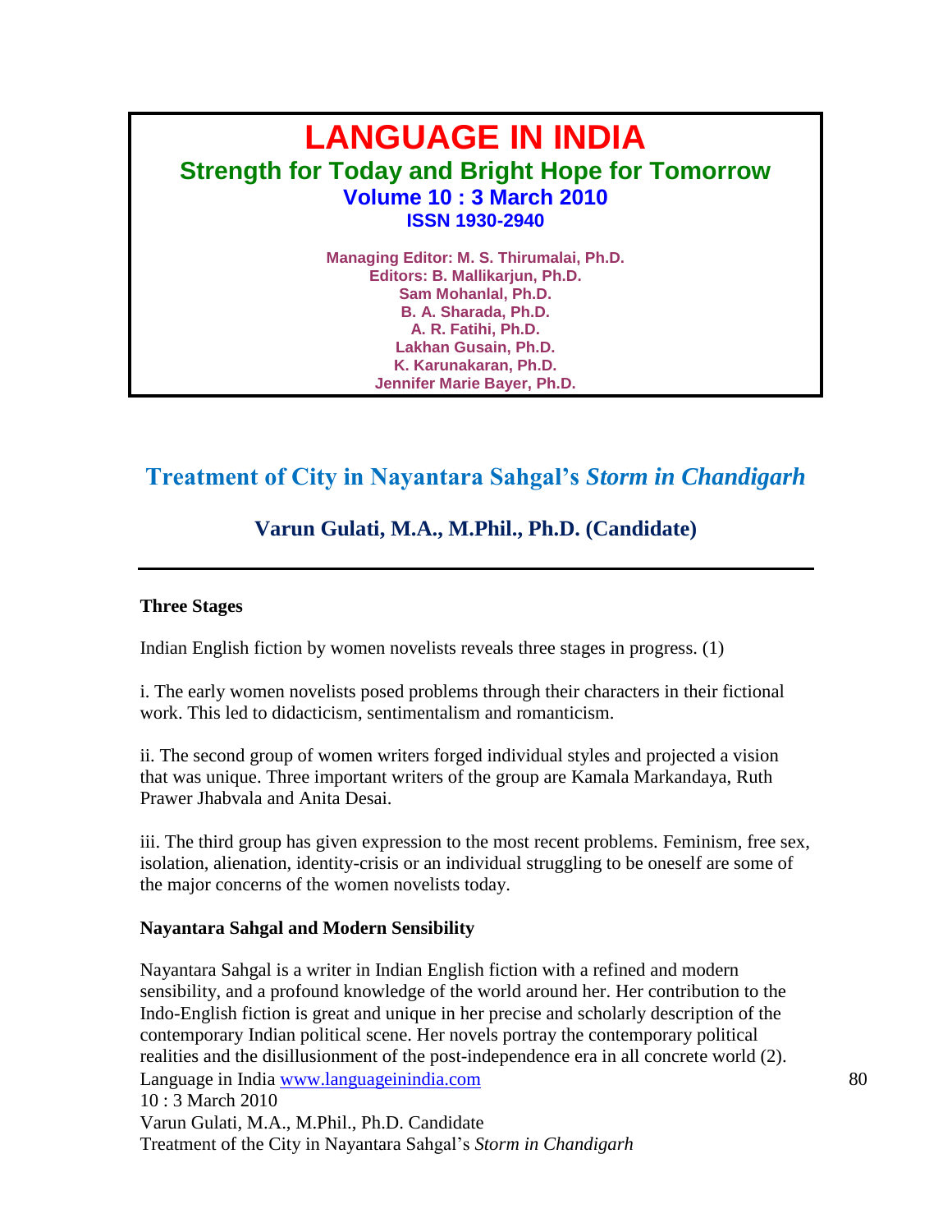# LANGUAGE IN INDIA

## Strength for Today and Bright Hope for Tomorrow

**Volume 10 : 3 March 2010**

**ISSN 1930-2940**

**Managing Editor: M. S. Thirumalai, Ph.D.**
**Editors: B. Mallikarjun, Ph.D.**
**Sam Mohanlal, Ph.D.**
**B. A. Sharada, Ph.D.**
**A. R. Fatihi, Ph.D.**
**Lakhan Gusain, Ph.D.**
**K. Karunakaran, Ph.D.**
**Jennifer Marie Bayer, Ph.D.**

# Treatment of City in Nayantara Sahgal's *Storm in Chandigarh*

### Varun Gulati, M.A., M.Phil., Ph.D. (Candidate)

---

**Three Stages**

Indian English fiction by women novelists reveals three stages in progress. (1)

i. The early women novelists posed problems through their characters in their fictional work. This led to didacticism, sentimentalism and romanticism.

ii. The second group of women writers forged individual styles and projected a vision that was unique. Three important writers of the group are Kamala Markandaya, Ruth Prawer Jhabvala and Anita Desai.

iii. The third group has given expression to the most recent problems. Feminism, free sex, isolation, alienation, identity-crisis or an individual struggling to be oneself are some of the major concerns of the women novelists today.

**Nayantara Sahgal and Modern Sensibility**

Nayantara Sahgal is a writer in Indian English fiction with a refined and modern sensibility, and a profound knowledge of the world around her. Her contribution to the Indo-English fiction is great and unique in her precise and scholarly description of the contemporary Indian political scene. Her novels portray the contemporary political realities and the disillusionment of the post-independence era in all concrete world (2).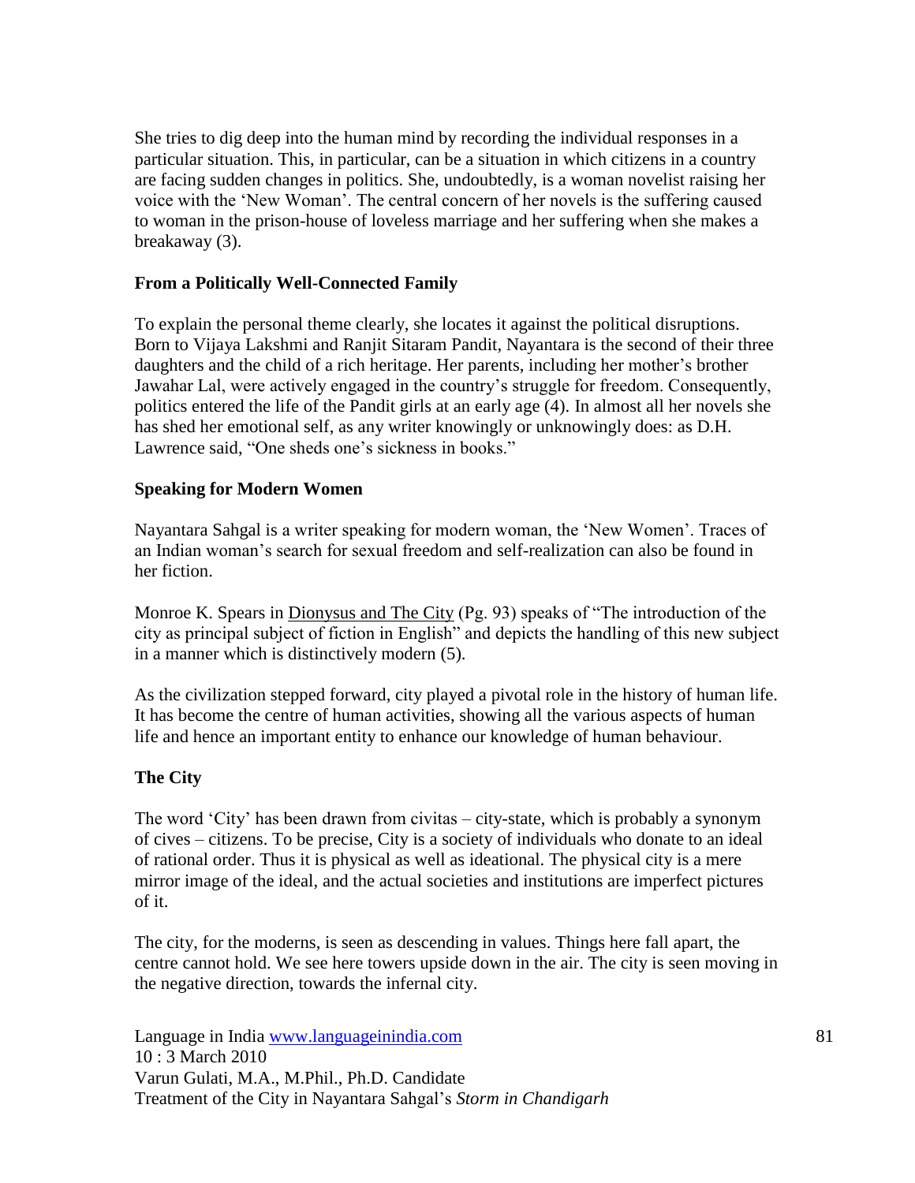She tries to dig deep into the human mind by recording the individual responses in a particular situation. This, in particular, can be a situation in which citizens in a country are facing sudden changes in politics. She, undoubtedly, is a woman novelist raising her voice with the 'New Woman'. The central concern of her novels is the suffering caused to woman in the prison-house of loveless marriage and her suffering when she makes a breakaway (3).

### From a Politically Well-Connected Family

To explain the personal theme clearly, she locates it against the political disruptions. Born to Vijaya Lakshmi and Ranjit Sitaram Pandit, Nayantara is the second of their three daughters and the child of a rich heritage. Her parents, including her mother's brother Jawahar Lal, were actively engaged in the country's struggle for freedom. Consequently, politics entered the life of the Pandit girls at an early age (4). In almost all her novels she has shed her emotional self, as any writer knowingly or unknowingly does: as D.H. Lawrence said, "One sheds one's sickness in books."

### Speaking for Modern Women

Nayantara Sahgal is a writer speaking for modern woman, the 'New Women'. Traces of an Indian woman's search for sexual freedom and self-realization can also be found in her fiction.

Monroe K. Spears in Dionysus and The City (Pg. 93) speaks of "The introduction of the city as principal subject of fiction in English" and depicts the handling of this new subject in a manner which is distinctively modern (5).

As the civilization stepped forward, city played a pivotal role in the history of human life. It has become the centre of human activities, showing all the various aspects of human life and hence an important entity to enhance our knowledge of human behaviour.

### The City

The word 'City' has been drawn from civitas – city-state, which is probably a synonym of cives – citizens. To be precise, City is a society of individuals who donate to an ideal of rational order. Thus it is physical as well as ideational. The physical city is a mere mirror image of the ideal, and the actual societies and institutions are imperfect pictures of it.

The city, for the moderns, is seen as descending in values. Things here fall apart, the centre cannot hold. We see here towers upside down in the air. The city is seen moving in the negative direction, towards the infernal city.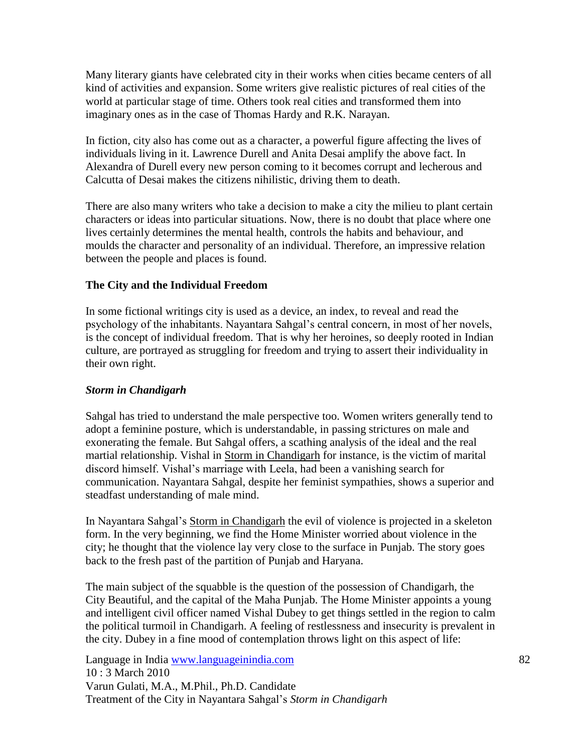Many literary giants have celebrated city in their works when cities became centers of all kind of activities and expansion. Some writers give realistic pictures of real cities of the world at particular stage of time. Others took real cities and transformed them into imaginary ones as in the case of Thomas Hardy and R.K. Narayan.

In fiction, city also has come out as a character, a powerful figure affecting the lives of individuals living in it. Lawrence Durell and Anita Desai amplify the above fact. In Alexandra of Durell every new person coming to it becomes corrupt and lecherous and Calcutta of Desai makes the citizens nihilistic, driving them to death.

There are also many writers who take a decision to make a city the milieu to plant certain characters or ideas into particular situations. Now, there is no doubt that place where one lives certainly determines the mental health, controls the habits and behaviour, and moulds the character and personality of an individual. Therefore, an impressive relation between the people and places is found.

### The City and the Individual Freedom

In some fictional writings city is used as a device, an index, to reveal and read the psychology of the inhabitants. Nayantara Sahgal's central concern, in most of her novels, is the concept of individual freedom. That is why her heroines, so deeply rooted in Indian culture, are portrayed as struggling for freedom and trying to assert their individuality in their own right.

### *Storm in Chandigarh*

Sahgal has tried to understand the male perspective too. Women writers generally tend to adopt a feminine posture, which is understandable, in passing strictures on male and exonerating the female. But Sahgal offers, a scathing analysis of the ideal and the real martial relationship. Vishal in Storm in Chandigarh for instance, is the victim of marital discord himself. Vishal's marriage with Leela, had been a vanishing search for communication. Nayantara Sahgal, despite her feminist sympathies, shows a superior and steadfast understanding of male mind.

In Nayantara Sahgal's Storm in Chandigarh the evil of violence is projected in a skeleton form. In the very beginning, we find the Home Minister worried about violence in the city; he thought that the violence lay very close to the surface in Punjab. The story goes back to the fresh past of the partition of Punjab and Haryana.

The main subject of the squabble is the question of the possession of Chandigarh, the City Beautiful, and the capital of the Maha Punjab. The Home Minister appoints a young and intelligent civil officer named Vishal Dubey to get things settled in the region to calm the political turmoil in Chandigarh. A feeling of restlessness and insecurity is prevalent in the city. Dubey in a fine mood of contemplation throws light on this aspect of life: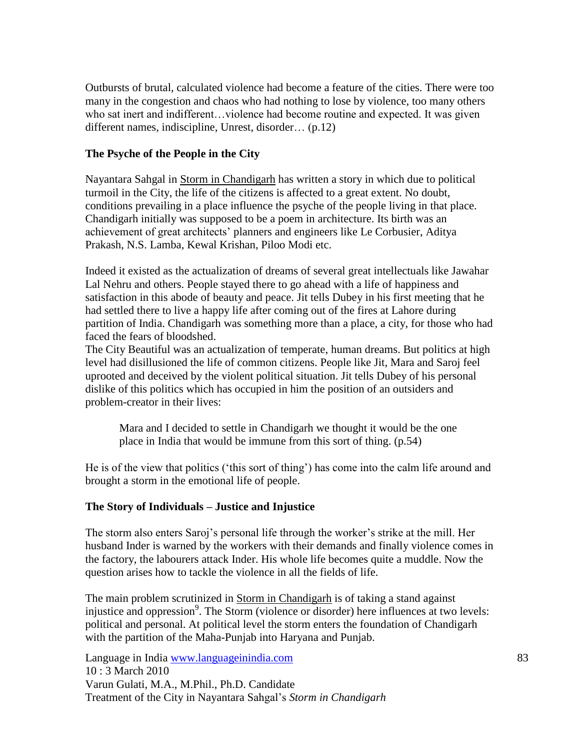Outbursts of brutal, calculated violence had become a feature of the cities. There were too many in the congestion and chaos who had nothing to lose by violence, too many others who sat inert and indifferent…violence had become routine and expected. It was given different names, indiscipline, Unrest, disorder… (p.12)

### The Psyche of the People in the City

Nayantara Sahgal in Storm in Chandigarh has written a story in which due to political turmoil in the City, the life of the citizens is affected to a great extent. No doubt, conditions prevailing in a place influence the psyche of the people living in that place. Chandigarh initially was supposed to be a poem in architecture. Its birth was an achievement of great architects' planners and engineers like Le Corbusier, Aditya Prakash, N.S. Lamba, Kewal Krishan, Piloo Modi etc.

Indeed it existed as the actualization of dreams of several great intellectuals like Jawahar Lal Nehru and others. People stayed there to go ahead with a life of happiness and satisfaction in this abode of beauty and peace. Jit tells Dubey in his first meeting that he had settled there to live a happy life after coming out of the fires at Lahore during partition of India. Chandigarh was something more than a place, a city, for those who had faced the fears of bloodshed.

The City Beautiful was an actualization of temperate, human dreams. But politics at high level had disillusioned the life of common citizens. People like Jit, Mara and Saroj feel uprooted and deceived by the violent political situation. Jit tells Dubey of his personal dislike of this politics which has occupied in him the position of an outsiders and problem-creator in their lives:

> Mara and I decided to settle in Chandigarh we thought it would be the one place in India that would be immune from this sort of thing. (p.54)

He is of the view that politics ('this sort of thing') has come into the calm life around and brought a storm in the emotional life of people.

### The Story of Individuals – Justice and Injustice

The storm also enters Saroj's personal life through the worker's strike at the mill. Her husband Inder is warned by the workers with their demands and finally violence comes in the factory, the labourers attack Inder. His whole life becomes quite a muddle. Now the question arises how to tackle the violence in all the fields of life.

The main problem scrutinized in Storm in Chandigarh is of taking a stand against injustice and oppression[9]. The Storm (violence or disorder) here influences at two levels: political and personal. At political level the storm enters the foundation of Chandigarh with the partition of the Maha-Punjab into Haryana and Punjab.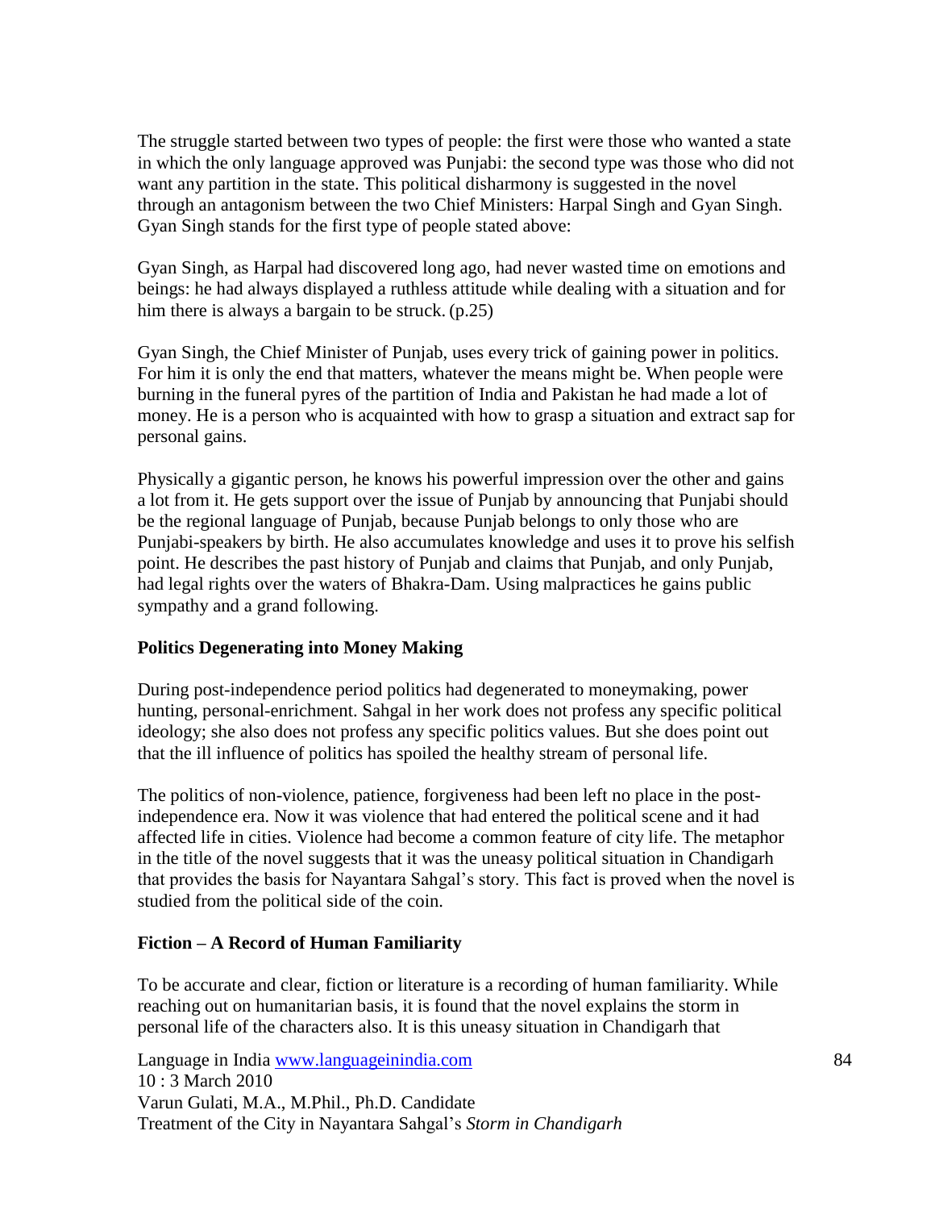The struggle started between two types of people: the first were those who wanted a state in which the only language approved was Punjabi: the second type was those who did not want any partition in the state. This political disharmony is suggested in the novel through an antagonism between the two Chief Ministers: Harpal Singh and Gyan Singh. Gyan Singh stands for the first type of people stated above:

Gyan Singh, as Harpal had discovered long ago, had never wasted time on emotions and beings: he had always displayed a ruthless attitude while dealing with a situation and for him there is always a bargain to be struck. (p.25)

Gyan Singh, the Chief Minister of Punjab, uses every trick of gaining power in politics. For him it is only the end that matters, whatever the means might be. When people were burning in the funeral pyres of the partition of India and Pakistan he had made a lot of money. He is a person who is acquainted with how to grasp a situation and extract sap for personal gains.

Physically a gigantic person, he knows his powerful impression over the other and gains a lot from it. He gets support over the issue of Punjab by announcing that Punjabi should be the regional language of Punjab, because Punjab belongs to only those who are Punjabi-speakers by birth. He also accumulates knowledge and uses it to prove his selfish point. He describes the past history of Punjab and claims that Punjab, and only Punjab, had legal rights over the waters of Bhakra-Dam. Using malpractices he gains public sympathy and a grand following.

**Politics Degenerating into Money Making**

During post-independence period politics had degenerated to moneymaking, power hunting, personal-enrichment. Sahgal in her work does not profess any specific political ideology; she also does not profess any specific politics values. But she does point out that the ill influence of politics has spoiled the healthy stream of personal life.

The politics of non-violence, patience, forgiveness had been left no place in the post-independence era. Now it was violence that had entered the political scene and it had affected life in cities. Violence had become a common feature of city life. The metaphor in the title of the novel suggests that it was the uneasy political situation in Chandigarh that provides the basis for Nayantara Sahgal's story. This fact is proved when the novel is studied from the political side of the coin.

**Fiction – A Record of Human Familiarity**

To be accurate and clear, fiction or literature is a recording of human familiarity. While reaching out on humanitarian basis, it is found that the novel explains the storm in personal life of the characters also. It is this uneasy situation in Chandigarh that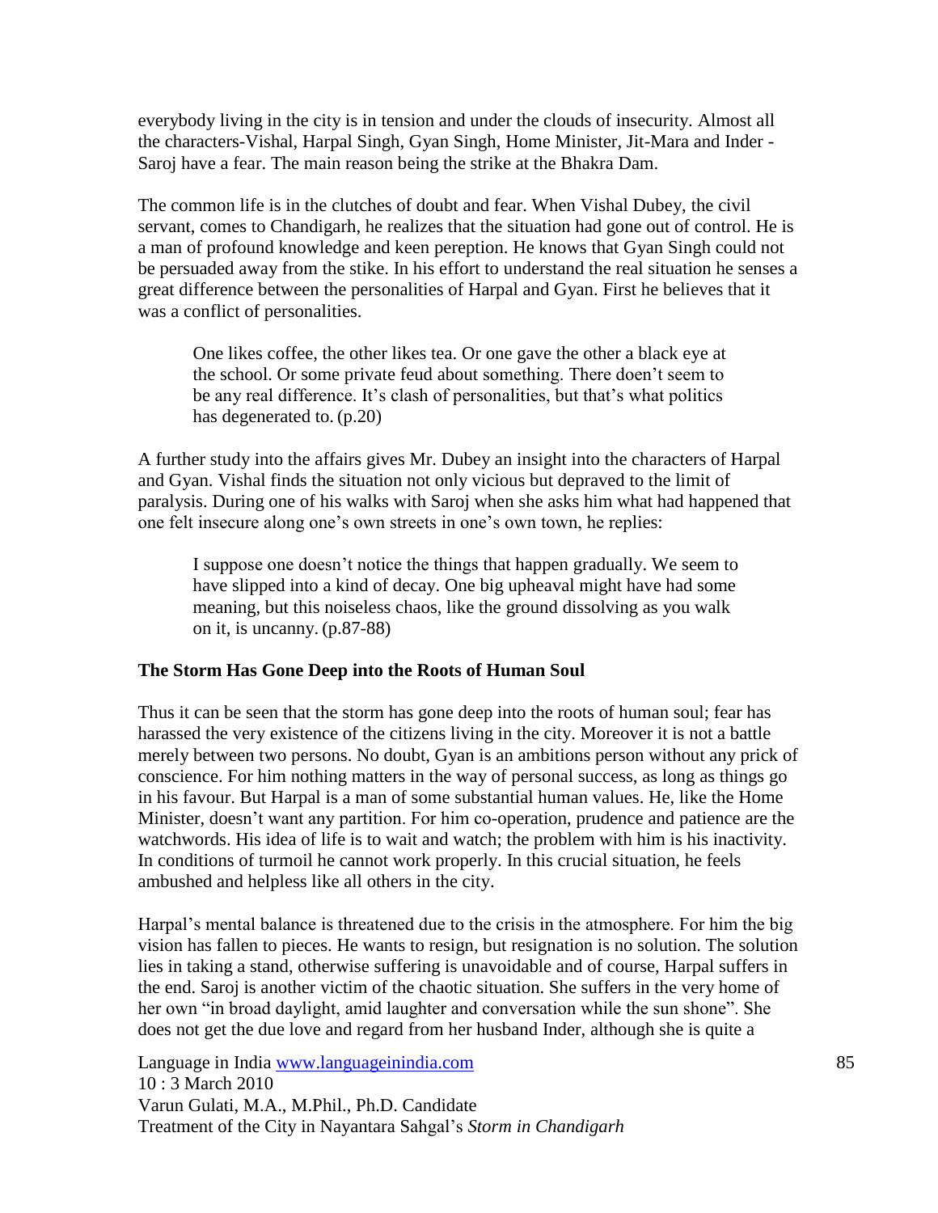everybody living in the city is in tension and under the clouds of insecurity. Almost all the characters-Vishal, Harpal Singh, Gyan Singh, Home Minister, Jit-Mara and Inder - Saroj have a fear. The main reason being the strike at the Bhakra Dam.

The common life is in the clutches of doubt and fear. When Vishal Dubey, the civil servant, comes to Chandigarh, he realizes that the situation had gone out of control. He is a man of profound knowledge and keen pereption. He knows that Gyan Singh could not be persuaded away from the stike. In his effort to understand the real situation he senses a great difference between the personalities of Harpal and Gyan. First he believes that it was a conflict of personalities.

> One likes coffee, the other likes tea. Or one gave the other a black eye at the school. Or some private feud about something. There doesn't seem to be any real difference. It's clash of personalities, but that's what politics has degenerated to. (p.20)

A further study into the affairs gives Mr. Dubey an insight into the characters of Harpal and Gyan. Vishal finds the situation not only vicious but depraved to the limit of paralysis. During one of his walks with Saroj when she asks him what had happened that one felt insecure along one's own streets in one's own town, he replies:

> I suppose one doesn't notice the things that happen gradually. We seem to have slipped into a kind of decay. One big upheaval might have had some meaning, but this noiseless chaos, like the ground dissolving as you walk on it, is uncanny. (p.87-88)

### The Storm Has Gone Deep into the Roots of Human Soul

Thus it can be seen that the storm has gone deep into the roots of human soul; fear has harassed the very existence of the citizens living in the city. Moreover it is not a battle merely between two persons. No doubt, Gyan is an ambitions person without any prick of conscience. For him nothing matters in the way of personal success, as long as things go in his favour. But Harpal is a man of some substantial human values. He, like the Home Minister, doesn't want any partition. For him co-operation, prudence and patience are the watchwords. His idea of life is to wait and watch; the problem with him is his inactivity. In conditions of turmoil he cannot work properly. In this crucial situation, he feels ambushed and helpless like all others in the city.

Harpal's mental balance is threatened due to the crisis in the atmosphere. For him the big vision has fallen to pieces. He wants to resign, but resignation is no solution. The solution lies in taking a stand, otherwise suffering is unavoidable and of course, Harpal suffers in the end. Saroj is another victim of the chaotic situation. She suffers in the very home of her own "in broad daylight, amid laughter and conversation while the sun shone". She does not get the due love and regard from her husband Inder, although she is quite a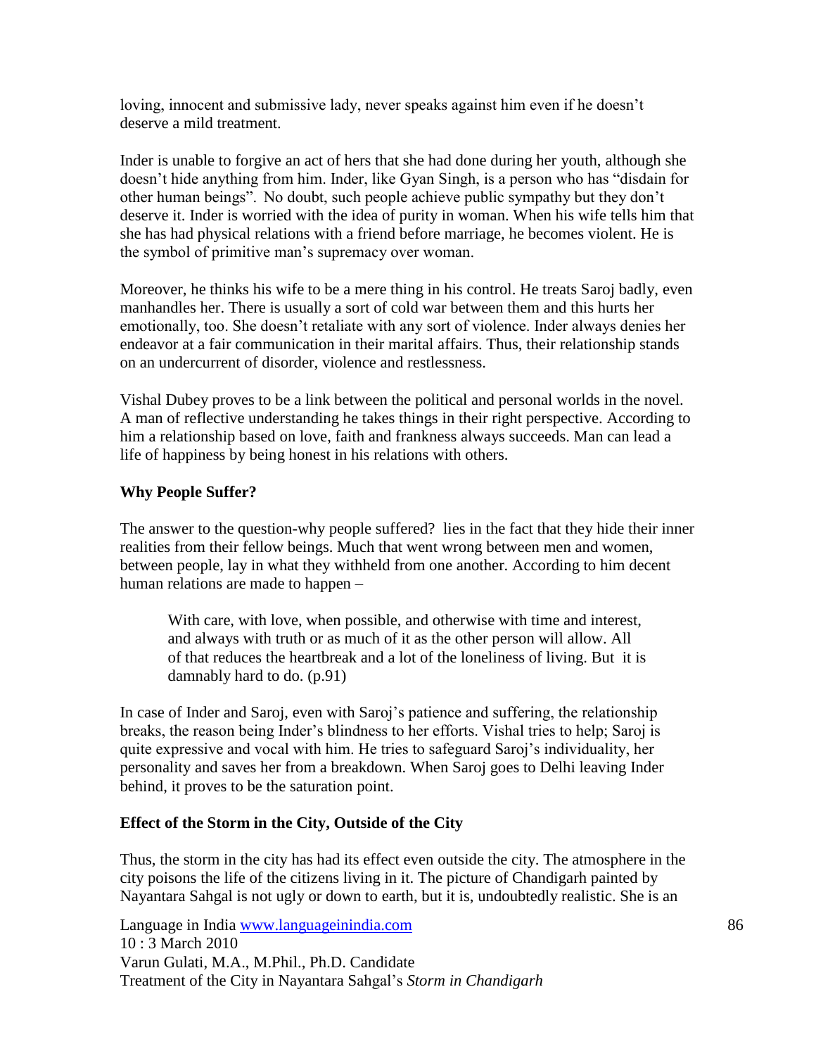loving, innocent and submissive lady, never speaks against him even if he doesn't deserve a mild treatment.

Inder is unable to forgive an act of hers that she had done during her youth, although she doesn't hide anything from him. Inder, like Gyan Singh, is a person who has "disdain for other human beings". No doubt, such people achieve public sympathy but they don't deserve it. Inder is worried with the idea of purity in woman. When his wife tells him that she has had physical relations with a friend before marriage, he becomes violent. He is the symbol of primitive man's supremacy over woman.

Moreover, he thinks his wife to be a mere thing in his control. He treats Saroj badly, even manhandles her. There is usually a sort of cold war between them and this hurts her emotionally, too. She doesn't retaliate with any sort of violence. Inder always denies her endeavor at a fair communication in their marital affairs. Thus, their relationship stands on an undercurrent of disorder, violence and restlessness.

Vishal Dubey proves to be a link between the political and personal worlds in the novel. A man of reflective understanding he takes things in their right perspective. According to him a relationship based on love, faith and frankness always succeeds. Man can lead a life of happiness by being honest in his relations with others.

### Why People Suffer?

The answer to the question-why people suffered? lies in the fact that they hide their inner realities from their fellow beings. Much that went wrong between men and women, between people, lay in what they withheld from one another. According to him decent human relations are made to happen –

> With care, with love, when possible, and otherwise with time and interest, and always with truth or as much of it as the other person will allow. All of that reduces the heartbreak and a lot of the loneliness of living. But it is damnably hard to do. (p.91)

In case of Inder and Saroj, even with Saroj's patience and suffering, the relationship breaks, the reason being Inder's blindness to her efforts. Vishal tries to help; Saroj is quite expressive and vocal with him. He tries to safeguard Saroj's individuality, her personality and saves her from a breakdown. When Saroj goes to Delhi leaving Inder behind, it proves to be the saturation point.

### Effect of the Storm in the City, Outside of the City

Thus, the storm in the city has had its effect even outside the city. The atmosphere in the city poisons the life of the citizens living in it. The picture of Chandigarh painted by Nayantara Sahgal is not ugly or down to earth, but it is, undoubtedly realistic. She is an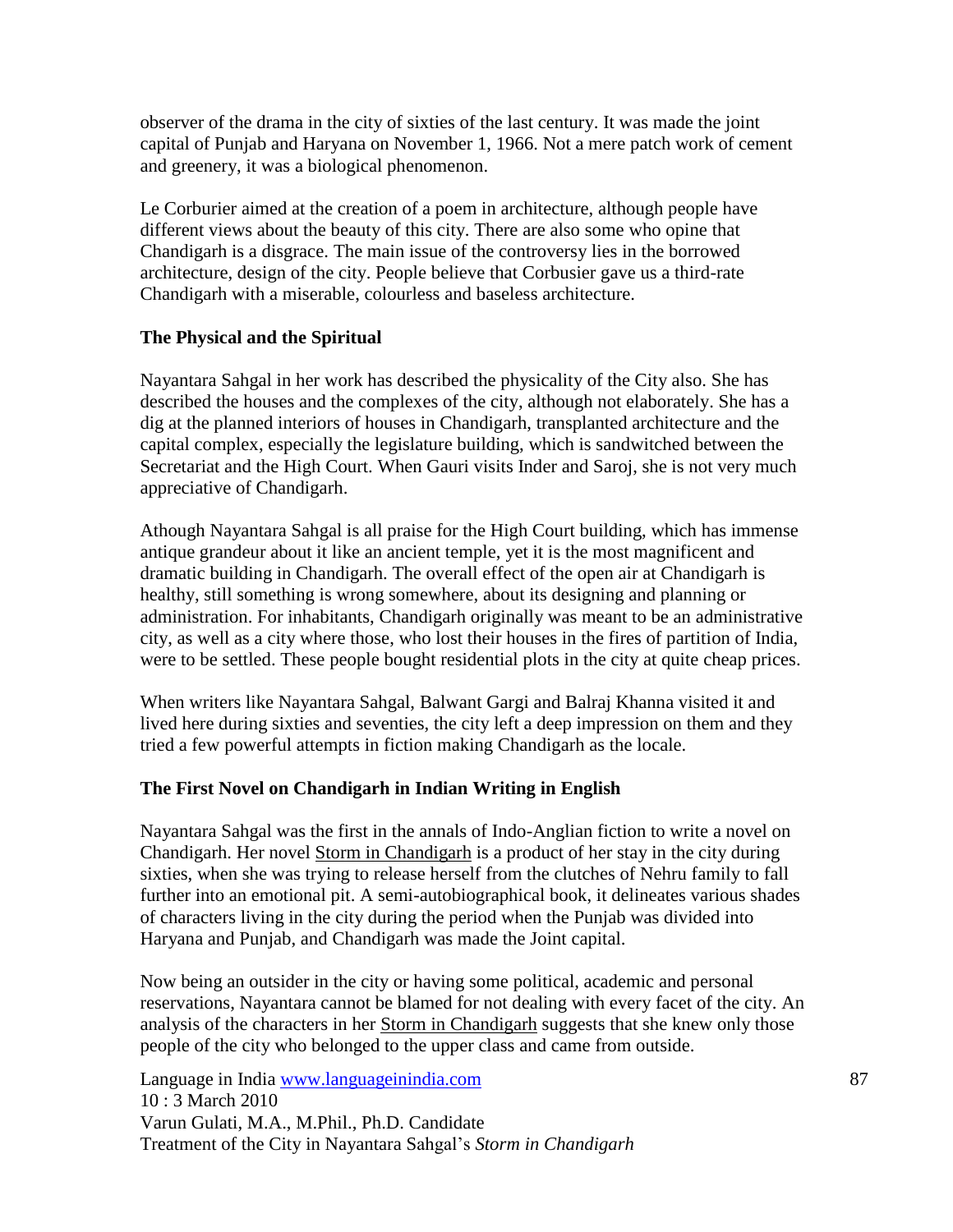observer of the drama in the city of sixties of the last century. It was made the joint capital of Punjab and Haryana on November 1, 1966. Not a mere patch work of cement and greenery, it was a biological phenomenon.

Le Corburier aimed at the creation of a poem in architecture, although people have different views about the beauty of this city. There are also some who opine that Chandigarh is a disgrace. The main issue of the controversy lies in the borrowed architecture, design of the city. People believe that Corbusier gave us a third-rate Chandigarh with a miserable, colourless and baseless architecture.

### The Physical and the Spiritual

Nayantara Sahgal in her work has described the physicality of the City also. She has described the houses and the complexes of the city, although not elaborately. She has a dig at the planned interiors of houses in Chandigarh, transplanted architecture and the capital complex, especially the legislature building, which is sandwitched between the Secretariat and the High Court. When Gauri visits Inder and Saroj, she is not very much appreciative of Chandigarh.

Athough Nayantara Sahgal is all praise for the High Court building, which has immense antique grandeur about it like an ancient temple, yet it is the most magnificent and dramatic building in Chandigarh. The overall effect of the open air at Chandigarh is healthy, still something is wrong somewhere, about its designing and planning or administration. For inhabitants, Chandigarh originally was meant to be an administrative city, as well as a city where those, who lost their houses in the fires of partition of India, were to be settled. These people bought residential plots in the city at quite cheap prices.

When writers like Nayantara Sahgal, Balwant Gargi and Balraj Khanna visited it and lived here during sixties and seventies, the city left a deep impression on them and they tried a few powerful attempts in fiction making Chandigarh as the locale.

### The First Novel on Chandigarh in Indian Writing in English

Nayantara Sahgal was the first in the annals of Indo-Anglian fiction to write a novel on Chandigarh. Her novel Storm in Chandigarh is a product of her stay in the city during sixties, when she was trying to release herself from the clutches of Nehru family to fall further into an emotional pit. A semi-autobiographical book, it delineates various shades of characters living in the city during the period when the Punjab was divided into Haryana and Punjab, and Chandigarh was made the Joint capital.

Now being an outsider in the city or having some political, academic and personal reservations, Nayantara cannot be blamed for not dealing with every facet of the city. An analysis of the characters in her Storm in Chandigarh suggests that she knew only those people of the city who belonged to the upper class and came from outside.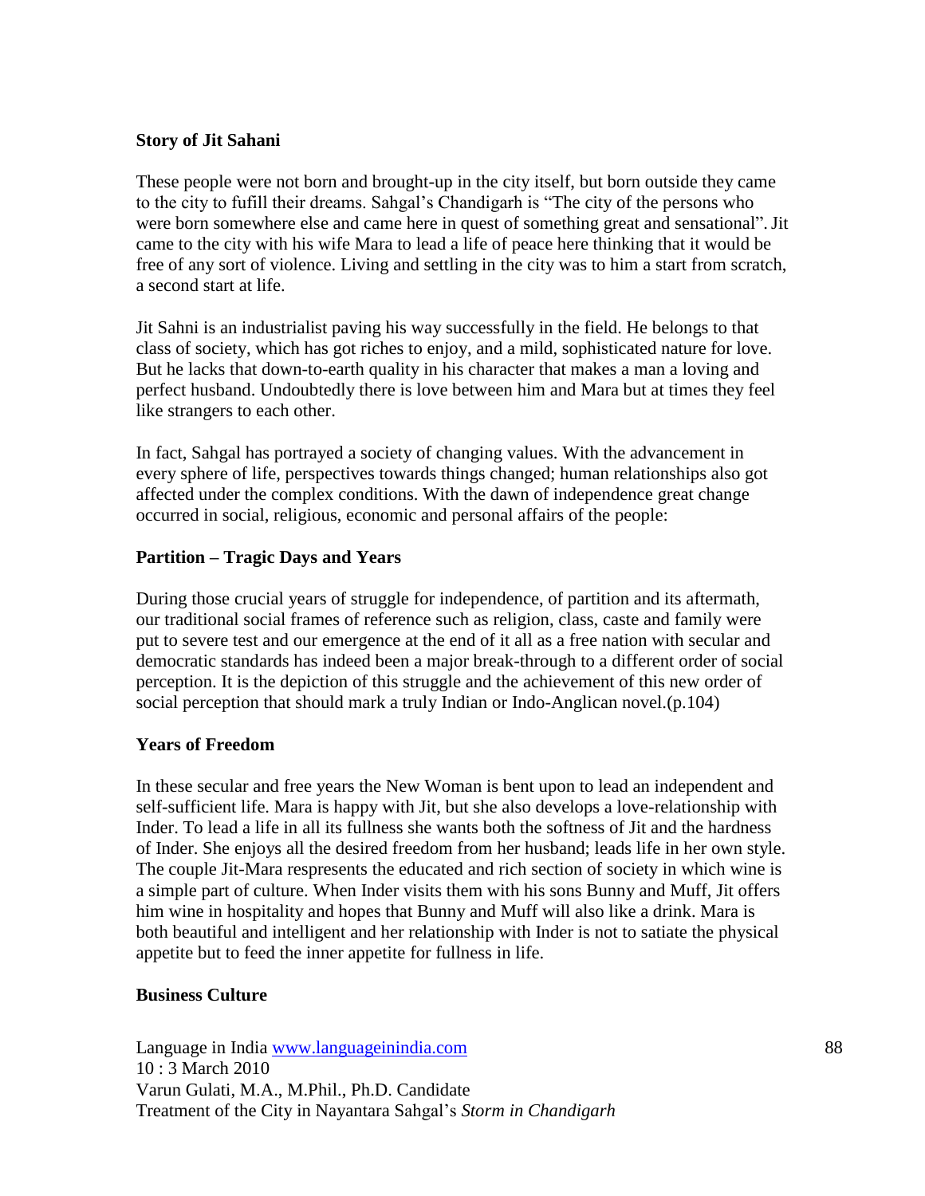**Story of Jit Sahani**

These people were not born and brought-up in the city itself, but born outside they came to the city to fufill their dreams. Sahgal's Chandigarh is "The city of the persons who were born somewhere else and came here in quest of something great and sensational". Jit came to the city with his wife Mara to lead a life of peace here thinking that it would be free of any sort of violence. Living and settling in the city was to him a start from scratch, a second start at life.

Jit Sahni is an industrialist paving his way successfully in the field. He belongs to that class of society, which has got riches to enjoy, and a mild, sophisticated nature for love. But he lacks that down-to-earth quality in his character that makes a man a loving and perfect husband. Undoubtedly there is love between him and Mara but at times they feel like strangers to each other.

In fact, Sahgal has portrayed a society of changing values. With the advancement in every sphere of life, perspectives towards things changed; human relationships also got affected under the complex conditions. With the dawn of independence great change occurred in social, religious, economic and personal affairs of the people:

**Partition – Tragic Days and Years**

During those crucial years of struggle for independence, of partition and its aftermath, our traditional social frames of reference such as religion, class, caste and family were put to severe test and our emergence at the end of it all as a free nation with secular and democratic standards has indeed been a major break-through to a different order of social perception. It is the depiction of this struggle and the achievement of this new order of social perception that should mark a truly Indian or Indo-Anglican novel.(p.104)

**Years of Freedom**

In these secular and free years the New Woman is bent upon to lead an independent and self-sufficient life. Mara is happy with Jit, but she also develops a love-relationship with Inder. To lead a life in all its fullness she wants both the softness of Jit and the hardness of Inder. She enjoys all the desired freedom from her husband; leads life in her own style. The couple Jit-Mara respresents the educated and rich section of society in which wine is a simple part of culture. When Inder visits them with his sons Bunny and Muff, Jit offers him wine in hospitality and hopes that Bunny and Muff will also like a drink. Mara is both beautiful and intelligent and her relationship with Inder is not to satiate the physical appetite but to feed the inner appetite for fullness in life.

**Business Culture**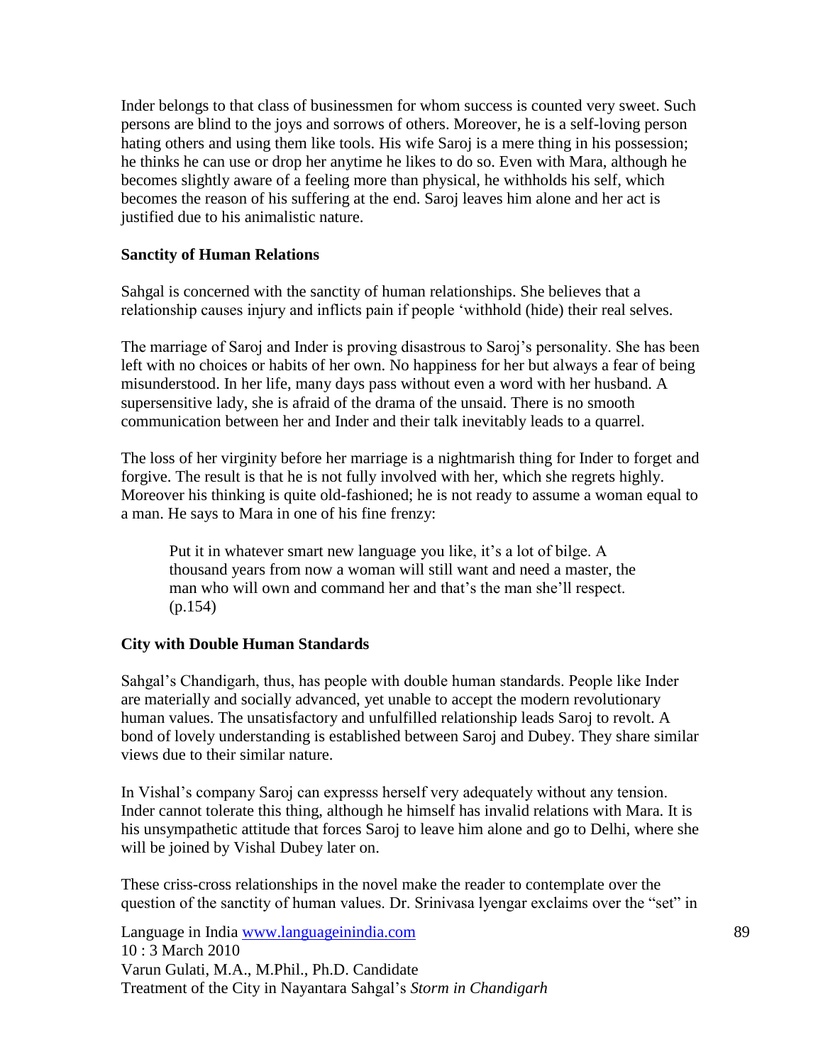Inder belongs to that class of businessmen for whom success is counted very sweet. Such persons are blind to the joys and sorrows of others. Moreover, he is a self-loving person hating others and using them like tools. His wife Saroj is a mere thing in his possession; he thinks he can use or drop her anytime he likes to do so. Even with Mara, although he becomes slightly aware of a feeling more than physical, he withholds his self, which becomes the reason of his suffering at the end. Saroj leaves him alone and her act is justified due to his animalistic nature.

**Sanctity of Human Relations**

Sahgal is concerned with the sanctity of human relationships. She believes that a relationship causes injury and inflicts pain if people 'withhold (hide) their real selves.

The marriage of Saroj and Inder is proving disastrous to Saroj's personality. She has been left with no choices or habits of her own. No happiness for her but always a fear of being misunderstood. In her life, many days pass without even a word with her husband. A supersensitive lady, she is afraid of the drama of the unsaid. There is no smooth communication between her and Inder and their talk inevitably leads to a quarrel.

The loss of her virginity before her marriage is a nightmarish thing for Inder to forget and forgive. The result is that he is not fully involved with her, which she regrets highly. Moreover his thinking is quite old-fashioned; he is not ready to assume a woman equal to a man. He says to Mara in one of his fine frenzy:

> Put it in whatever smart new language you like, it's a lot of bilge. A thousand years from now a woman will still want and need a master, the man who will own and command her and that's the man she'll respect. (p.154)

**City with Double Human Standards**

Sahgal's Chandigarh, thus, has people with double human standards. People like Inder are materially and socially advanced, yet unable to accept the modern revolutionary human values. The unsatisfactory and unfulfilled relationship leads Saroj to revolt. A bond of lovely understanding is established between Saroj and Dubey. They share similar views due to their similar nature.

In Vishal's company Saroj can expresss herself very adequately without any tension. Inder cannot tolerate this thing, although he himself has invalid relations with Mara. It is his unsympathetic attitude that forces Saroj to leave him alone and go to Delhi, where she will be joined by Vishal Dubey later on.

These criss-cross relationships in the novel make the reader to contemplate over the question of the sanctity of human values. Dr. Srinivasa Iyengar exclaims over the "set" in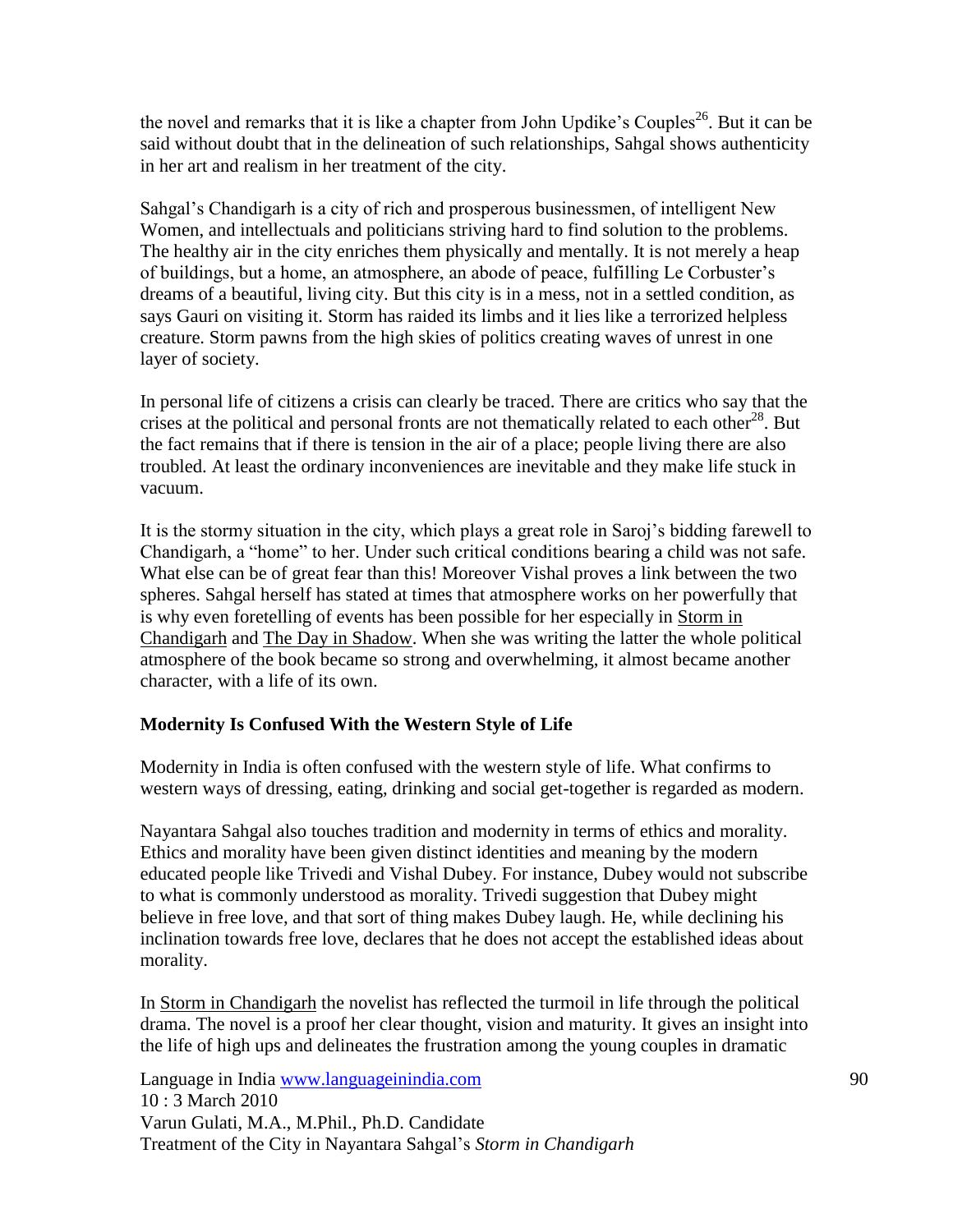the novel and remarks that it is like a chapter from John Updike's Couples[26]. But it can be said without doubt that in the delineation of such relationships, Sahgal shows authenticity in her art and realism in her treatment of the city.

Sahgal's Chandigarh is a city of rich and prosperous businessmen, of intelligent New Women, and intellectuals and politicians striving hard to find solution to the problems. The healthy air in the city enriches them physically and mentally. It is not merely a heap of buildings, but a home, an atmosphere, an abode of peace, fulfilling Le Corbuster's dreams of a beautiful, living city. But this city is in a mess, not in a settled condition, as says Gauri on visiting it. Storm has raided its limbs and it lies like a terrorized helpless creature. Storm pawns from the high skies of politics creating waves of unrest in one layer of society.

In personal life of citizens a crisis can clearly be traced. There are critics who say that the crises at the political and personal fronts are not thematically related to each other[28]. But the fact remains that if there is tension in the air of a place; people living there are also troubled. At least the ordinary inconveniences are inevitable and they make life stuck in vacuum.

It is the stormy situation in the city, which plays a great role in Saroj's bidding farewell to Chandigarh, a "home" to her. Under such critical conditions bearing a child was not safe. What else can be of great fear than this! Moreover Vishal proves a link between the two spheres. Sahgal herself has stated at times that atmosphere works on her powerfully that is why even foretelling of events has been possible for her especially in Storm in Chandigarh and The Day in Shadow. When she was writing the latter the whole political atmosphere of the book became so strong and overwhelming, it almost became another character, with a life of its own.

### Modernity Is Confused With the Western Style of Life

Modernity in India is often confused with the western style of life. What confirms to western ways of dressing, eating, drinking and social get-together is regarded as modern.

Nayantara Sahgal also touches tradition and modernity in terms of ethics and morality. Ethics and morality have been given distinct identities and meaning by the modern educated people like Trivedi and Vishal Dubey. For instance, Dubey would not subscribe to what is commonly understood as morality. Trivedi suggestion that Dubey might believe in free love, and that sort of thing makes Dubey laugh. He, while declining his inclination towards free love, declares that he does not accept the established ideas about morality.

In Storm in Chandigarh the novelist has reflected the turmoil in life through the political drama. The novel is a proof her clear thought, vision and maturity. It gives an insight into the life of high ups and delineates the frustration among the young couples in dramatic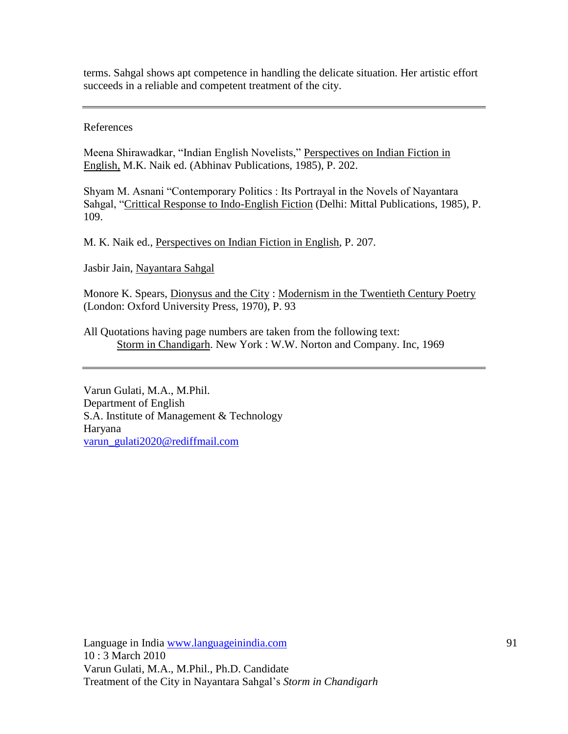terms. Sahgal shows apt competence in handling the delicate situation. Her artistic effort succeeds in a reliable and competent treatment of the city.

---

References

Meena Shirawadkar, “Indian English Novelists,” Perspectives on Indian Fiction in English, M.K. Naik ed. (Abhinav Publications, 1985), P. 202.

Shyam M. Asnani “Contemporary Politics : Its Portrayal in the Novels of Nayantara Sahgal, “Crittical Response to Indo-English Fiction (Delhi: Mittal Publications, 1985), P. 109.

M. K. Naik ed., Perspectives on Indian Fiction in English, P. 207.

Jasbir Jain, Nayantara Sahgal

Monore K. Spears, Dionysus and the City : Modernism in the Twentieth Century Poetry (London: Oxford University Press, 1970), P. 93

All Quotations having page numbers are taken from the following text:
Storm in Chandigarh. New York : W.W. Norton and Company. Inc, 1969

---

Varun Gulati, M.A., M.Phil.
Department of English
S.A. Institute of Management & Technology
Haryana
varun_gulati2020@rediffmail.com